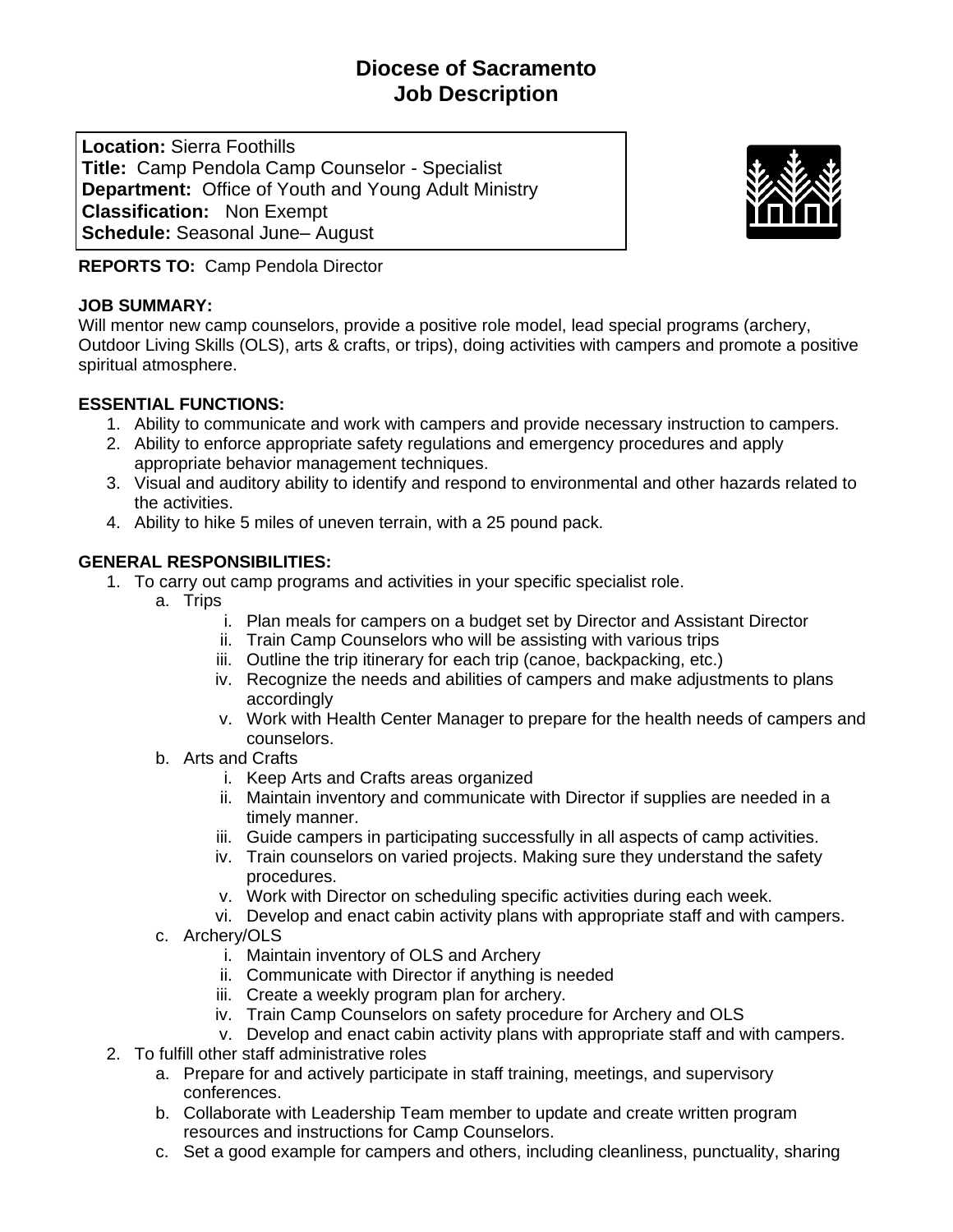# Diocese of Sacramento
# Job Description

**Location:** Sierra Foothills
**Title:** Camp Pendola Camp Counselor - Specialist
**Department:** Office of Youth and Young Adult Ministry
**Classification:** Non Exempt
**Schedule:** Seasonal June– August

**REPORTS TO:** Camp Pendola Director

**JOB SUMMARY:**
Will mentor new camp counselors, provide a positive role model, lead special programs (archery, Outdoor Living Skills (OLS), arts & crafts, or trips), doing activities with campers and promote a positive spiritual atmosphere.

**ESSENTIAL FUNCTIONS:**

1. Ability to communicate and work with campers and provide necessary instruction to campers.
2. Ability to enforce appropriate safety regulations and emergency procedures and apply appropriate behavior management techniques.
3. Visual and auditory ability to identify and respond to environmental and other hazards related to the activities.
4. Ability to hike 5 miles of uneven terrain, with a 25 pound pack.

**GENERAL RESPONSIBILITIES:**

1. To carry out camp programs and activities in your specific specialist role.
   a. Trips
      i. Plan meals for campers on a budget set by Director and Assistant Director
      ii. Train Camp Counselors who will be assisting with various trips
      iii. Outline the trip itinerary for each trip (canoe, backpacking, etc.)
      iv. Recognize the needs and abilities of campers and make adjustments to plans accordingly
      v. Work with Health Center Manager to prepare for the health needs of campers and counselors.
   b. Arts and Crafts
      i. Keep Arts and Crafts areas organized
      ii. Maintain inventory and communicate with Director if supplies are needed in a timely manner.
      iii. Guide campers in participating successfully in all aspects of camp activities.
      iv. Train counselors on varied projects. Making sure they understand the safety procedures.
      v. Work with Director on scheduling specific activities during each week.
      vi. Develop and enact cabin activity plans with appropriate staff and with campers.
   c. Archery/OLS
      i. Maintain inventory of OLS and Archery
      ii. Communicate with Director if anything is needed
      iii. Create a weekly program plan for archery.
      iv. Train Camp Counselors on safety procedure for Archery and OLS
      v. Develop and enact cabin activity plans with appropriate staff and with campers.
2. To fulfill other staff administrative roles
   a. Prepare for and actively participate in staff training, meetings, and supervisory conferences.
   b. Collaborate with Leadership Team member to update and create written program resources and instructions for Camp Counselors.
   c. Set a good example for campers and others, including cleanliness, punctuality, sharing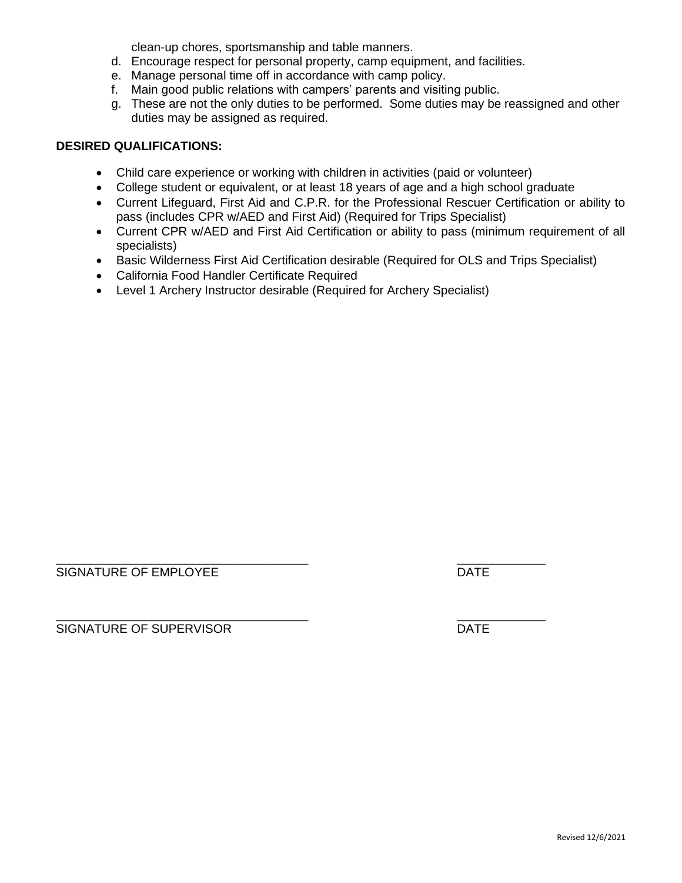clean-up chores, sportsmanship and table manners.

d. Encourage respect for personal property, camp equipment, and facilities.
e. Manage personal time off in accordance with camp policy.
f. Main good public relations with campers' parents and visiting public.
g. These are not the only duties to be performed. Some duties may be reassigned and other duties may be assigned as required.

**DESIRED QUALIFICATIONS:**

- Child care experience or working with children in activities (paid or volunteer)
- College student or equivalent, or at least 18 years of age and a high school graduate
- Current Lifeguard, First Aid and C.P.R. for the Professional Rescuer Certification or ability to pass (includes CPR w/AED and First Aid) (Required for Trips Specialist)
- Current CPR w/AED and First Aid Certification or ability to pass (minimum requirement of all specialists)
- Basic Wilderness First Aid Certification desirable (Required for OLS and Trips Specialist)
- California Food Handler Certificate Required
- Level 1 Archery Instructor desirable (Required for Archery Specialist)

_____________________________________ _____________

SIGNATURE OF EMPLOYEE DATE

_____________________________________ _____________

SIGNATURE OF SUPERVISOR DATE

Revised 12/6/2021